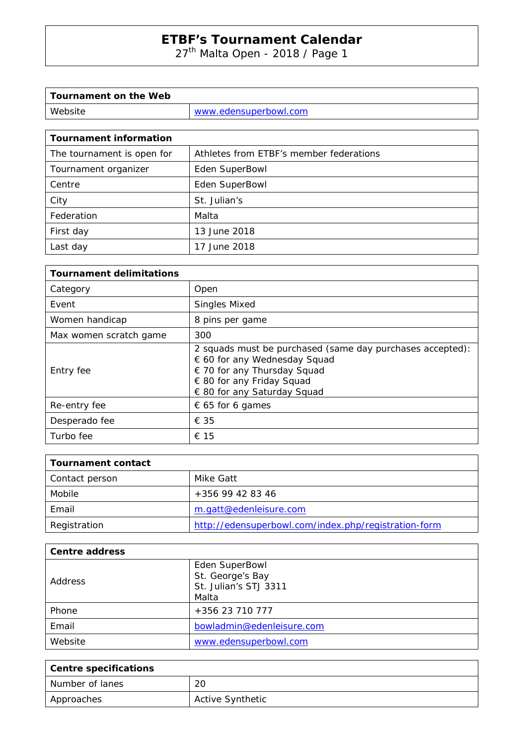# ETBF's Tournament Calendar

27th Malta Open - 2018 / Page 1

| Tournament on the Web | |
|---|---|
| Website | www.edensuperbowl.com |

| Tournament information | |
|---|---|
| The tournament is open for | Athletes from ETBF's member federations |
| Tournament organizer | Eden SuperBowl |
| Centre | Eden SuperBowl |
| City | St. Julian's |
| Federation | Malta |
| First day | 13 June 2018 |
| Last day | 17 June 2018 |

| Tournament delimitations | |
|---|---|
| Category | Open |
| Event | Singles Mixed |
| Women handicap | 8 pins per game |
| Max women scratch game | 300 |
| Entry fee | 2 squads must be purchased (same day purchases accepted):<br>€ 60 for any Wednesday Squad<br>€ 70 for any Thursday Squad<br>€ 80 for any Friday Squad<br>€ 80 for any Saturday Squad |
| Re-entry fee | € 65 for 6 games |
| Desperado fee | € 35 |
| Turbo fee | € 15 |

| Tournament contact | |
|---|---|
| Contact person | Mike Gatt |
| Mobile | +356 99 42 83 46 |
| Email | m.gatt@edenleisure.com |
| Registration | http://edensuperbowl.com/index.php/registration-form |

| Centre address | |
|---|---|
| Address | Eden SuperBowl<br>St. George's Bay<br>St. Julian's STJ 3311<br>Malta |
| Phone | +356 23 710 777 |
| Email | bowladmin@edenleisure.com |
| Website | www.edensuperbowl.com |

| Centre specifications | |
|---|---|
| Number of lanes | 20 |
| Approaches | Active Synthetic |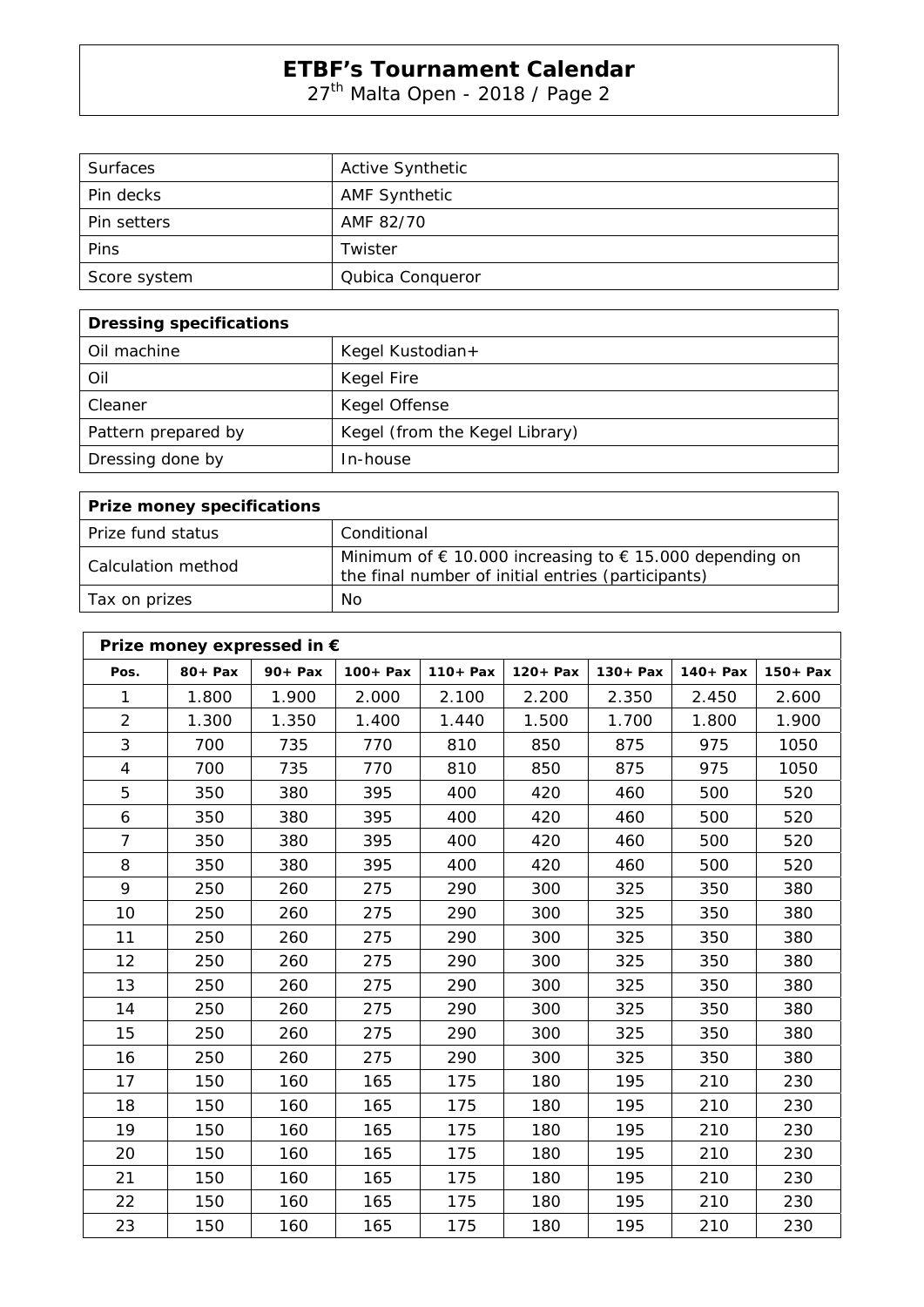| Surfaces | Active Synthetic |
|---|---|
| Pin decks | AMF Synthetic |
| Pin setters | AMF 82/70 |
| Pins | Twister |
| Score system | Qubica Conqueror |

| **Dressing specifications** | |
|---|---|
| Oil machine | Kegel Kustodian+ |
| Oil | Kegel Fire |
| Cleaner | Kegel Offense |
| Pattern prepared by | Kegel (from the Kegel Library) |
| Dressing done by | In-house |

| **Prize money specifications** | |
|---|---|
| Prize fund status | Conditional |
| Calculation method | Minimum of € 10.000 increasing to € 15.000 depending on the final number of initial entries (participants) |
| Tax on prizes | No |

| **Prize money expressed in €** | | | | | | | | |
|---|---|---|---|---|---|---|---|---|
| **Pos.** | **80+ Pax** | **90+ Pax** | **100+ Pax** | **110+ Pax** | **120+ Pax** | **130+ Pax** | **140+ Pax** | **150+ Pax** |
| 1 | 1.800 | 1.900 | 2.000 | 2.100 | 2.200 | 2.350 | 2.450 | 2.600 |
| 2 | 1.300 | 1.350 | 1.400 | 1.440 | 1.500 | 1.700 | 1.800 | 1.900 |
| 3 | 700 | 735 | 770 | 810 | 850 | 875 | 975 | 1050 |
| 4 | 700 | 735 | 770 | 810 | 850 | 875 | 975 | 1050 |
| 5 | 350 | 380 | 395 | 400 | 420 | 460 | 500 | 520 |
| 6 | 350 | 380 | 395 | 400 | 420 | 460 | 500 | 520 |
| 7 | 350 | 380 | 395 | 400 | 420 | 460 | 500 | 520 |
| 8 | 350 | 380 | 395 | 400 | 420 | 460 | 500 | 520 |
| 9 | 250 | 260 | 275 | 290 | 300 | 325 | 350 | 380 |
| 10 | 250 | 260 | 275 | 290 | 300 | 325 | 350 | 380 |
| 11 | 250 | 260 | 275 | 290 | 300 | 325 | 350 | 380 |
| 12 | 250 | 260 | 275 | 290 | 300 | 325 | 350 | 380 |
| 13 | 250 | 260 | 275 | 290 | 300 | 325 | 350 | 380 |
| 14 | 250 | 260 | 275 | 290 | 300 | 325 | 350 | 380 |
| 15 | 250 | 260 | 275 | 290 | 300 | 325 | 350 | 380 |
| 16 | 250 | 260 | 275 | 290 | 300 | 325 | 350 | 380 |
| 17 | 150 | 160 | 165 | 175 | 180 | 195 | 210 | 230 |
| 18 | 150 | 160 | 165 | 175 | 180 | 195 | 210 | 230 |
| 19 | 150 | 160 | 165 | 175 | 180 | 195 | 210 | 230 |
| 20 | 150 | 160 | 165 | 175 | 180 | 195 | 210 | 230 |
| 21 | 150 | 160 | 165 | 175 | 180 | 195 | 210 | 230 |
| 22 | 150 | 160 | 165 | 175 | 180 | 195 | 210 | 230 |
| 23 | 150 | 160 | 165 | 175 | 180 | 195 | 210 | 230 |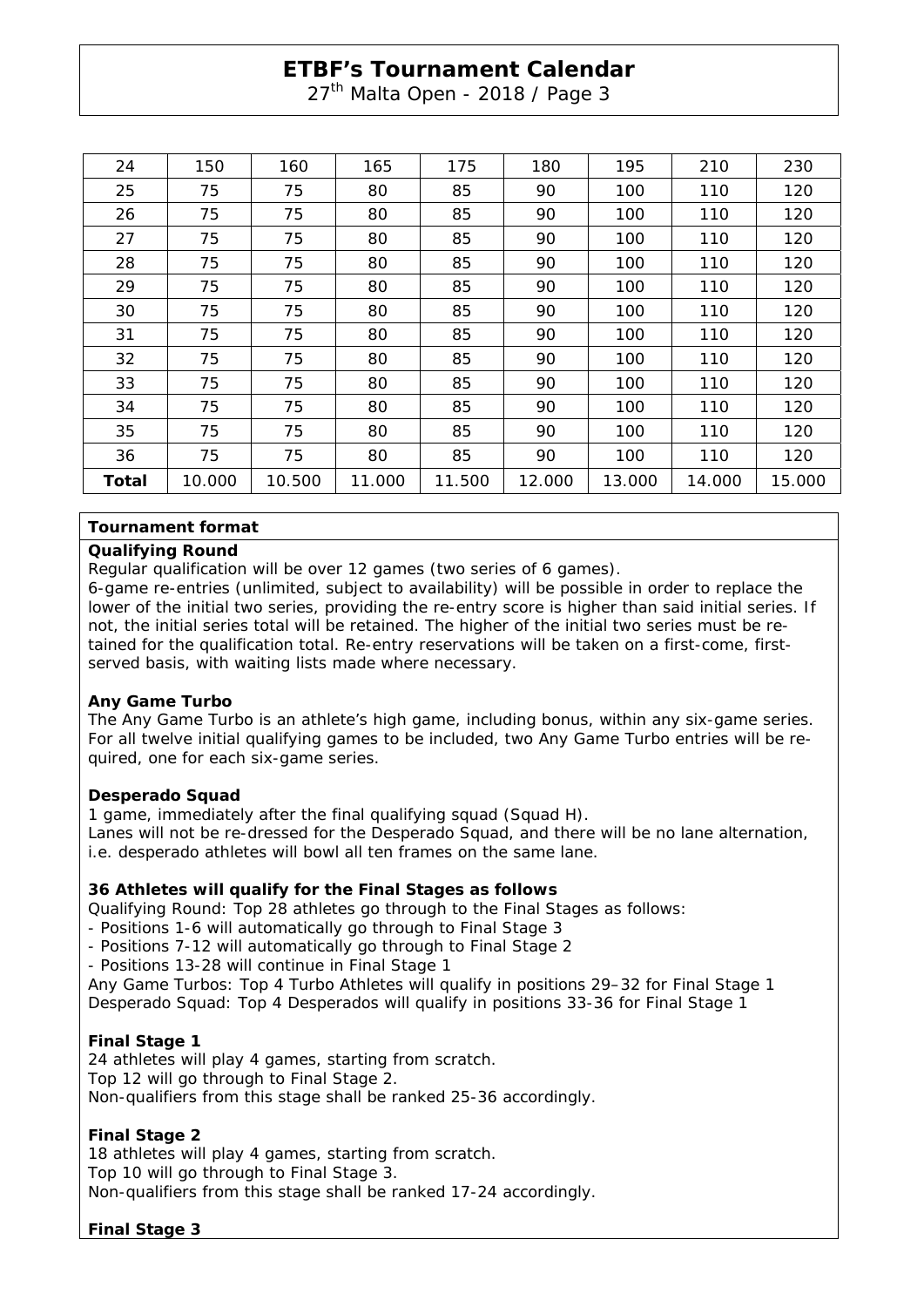| 24 | 150 | 160 | 165 | 175 | 180 | 195 | 210 | 230 |
|---|---|---|---|---|---|---|---|---|
| 25 | 75 | 75 | 80 | 85 | 90 | 100 | 110 | 120 |
| 26 | 75 | 75 | 80 | 85 | 90 | 100 | 110 | 120 |
| 27 | 75 | 75 | 80 | 85 | 90 | 100 | 110 | 120 |
| 28 | 75 | 75 | 80 | 85 | 90 | 100 | 110 | 120 |
| 29 | 75 | 75 | 80 | 85 | 90 | 100 | 110 | 120 |
| 30 | 75 | 75 | 80 | 85 | 90 | 100 | 110 | 120 |
| 31 | 75 | 75 | 80 | 85 | 90 | 100 | 110 | 120 |
| 32 | 75 | 75 | 80 | 85 | 90 | 100 | 110 | 120 |
| 33 | 75 | 75 | 80 | 85 | 90 | 100 | 110 | 120 |
| 34 | 75 | 75 | 80 | 85 | 90 | 100 | 110 | 120 |
| 35 | 75 | 75 | 80 | 85 | 90 | 100 | 110 | 120 |
| 36 | 75 | 75 | 80 | 85 | 90 | 100 | 110 | 120 |
| **Total** | 10.000 | 10.500 | 11.000 | 11.500 | 12.000 | 13.000 | 14.000 | 15.000 |

## Tournament format

**Qualifying Round**

Regular qualification will be over 12 games (two series of 6 games).

6-game re-entries (unlimited, subject to availability) will be possible in order to replace the lower of the initial two series, providing the re-entry score is higher than said initial series. If not, the initial series total will be retained. The higher of the initial two series must be retained for the qualification total. Re-entry reservations will be taken on a first-come, first-served basis, with waiting lists made where necessary.

**Any Game Turbo**

The Any Game Turbo is an athlete's high game, including bonus, within any six-game series. For all twelve initial qualifying games to be included, two Any Game Turbo entries will be required, one for each six-game series.

**Desperado Squad**

1 game, immediately after the final qualifying squad (Squad H).

Lanes will not be re-dressed for the Desperado Squad, and there will be no lane alternation, i.e. desperado athletes will bowl all ten frames on the same lane.

**36 Athletes will qualify for the Final Stages as follows**

Qualifying Round: Top 28 athletes go through to the Final Stages as follows:

- Positions 1-6 will automatically go through to Final Stage 3
- Positions 7-12 will automatically go through to Final Stage 2
- Positions 13-28 will continue in Final Stage 1

Any Game Turbos: Top 4 Turbo Athletes will qualify in positions 29–32 for Final Stage 1

Desperado Squad: Top 4 Desperados will qualify in positions 33-36 for Final Stage 1

**Final Stage 1**

24 athletes will play 4 games, starting from scratch.

Top 12 will go through to Final Stage 2.

Non-qualifiers from this stage shall be ranked 25-36 accordingly.

**Final Stage 2**

18 athletes will play 4 games, starting from scratch.

Top 10 will go through to Final Stage 3.

Non-qualifiers from this stage shall be ranked 17-24 accordingly.

**Final Stage 3**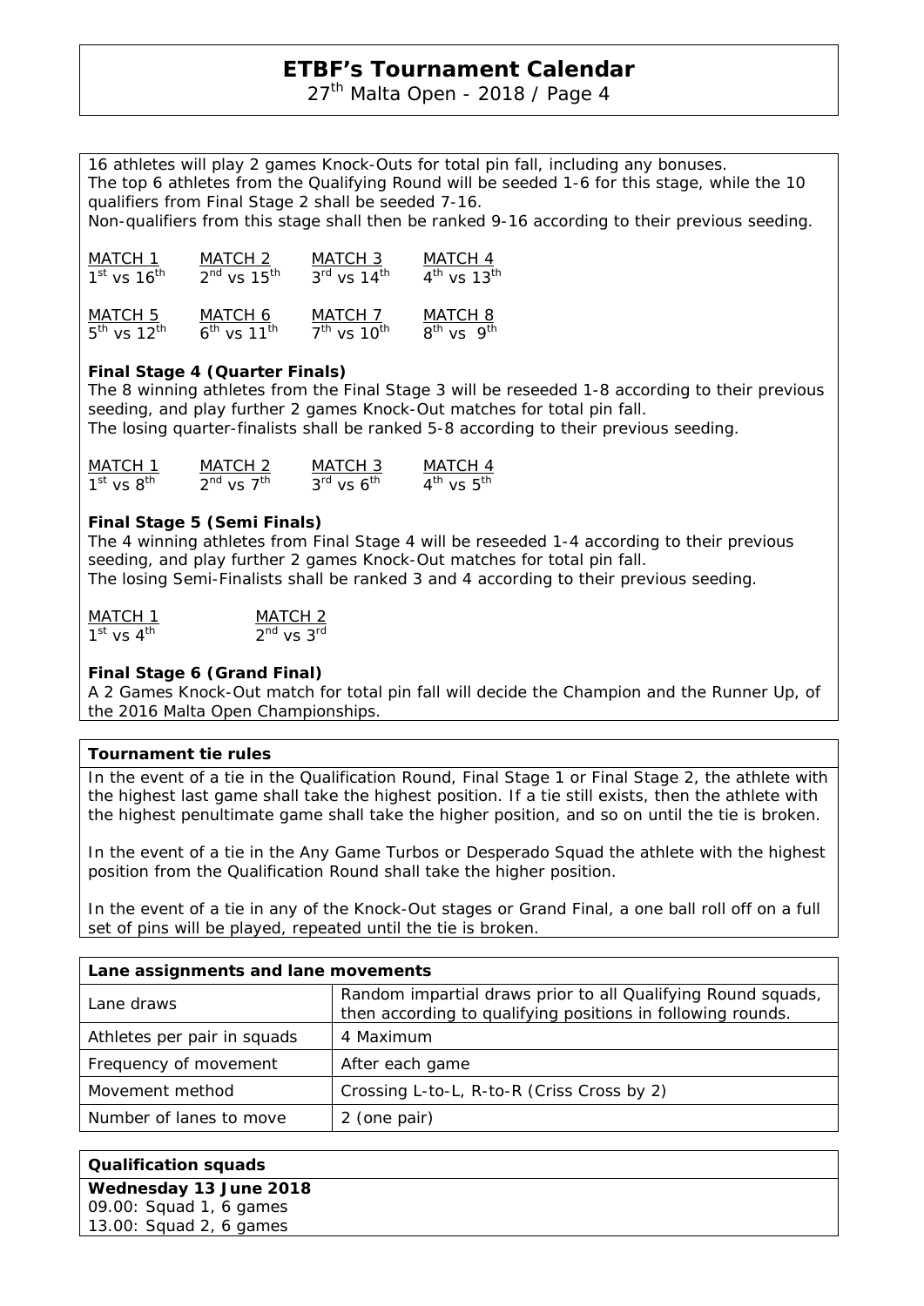16 athletes will play 2 games Knock-Outs for total pin fall, including any bonuses.
The top 6 athletes from the Qualifying Round will be seeded 1-6 for this stage, while the 10 qualifiers from Final Stage 2 shall be seeded 7-16.
Non-qualifiers from this stage shall then be ranked 9-16 according to their previous seeding.

| MATCH 1 | MATCH 2 | MATCH 3 | MATCH 4 |
|---|---|---|---|
| 1st vs 16th | 2nd vs 15th | 3rd vs 14th | 4th vs 13th |

| MATCH 5 | MATCH 6 | MATCH 7 | MATCH 8 |
|---|---|---|---|
| 5th vs 12th | 6th vs 11th | 7th vs 10th | 8th vs 9th |

**Final Stage 4 (Quarter Finals)**

The 8 winning athletes from the Final Stage 3 will be reseeded 1-8 according to their previous seeding, and play further 2 games Knock-Out matches for total pin fall.
The losing quarter-finalists shall be ranked 5-8 according to their previous seeding.

| MATCH 1 | MATCH 2 | MATCH 3 | MATCH 4 |
|---|---|---|---|
| 1st vs 8th | 2nd vs 7th | 3rd vs 6th | 4th vs 5th |

**Final Stage 5 (Semi Finals)**

The 4 winning athletes from Final Stage 4 will be reseeded 1-4 according to their previous seeding, and play further 2 games Knock-Out matches for total pin fall.
The losing Semi-Finalists shall be ranked 3 and 4 according to their previous seeding.

| MATCH 1 | MATCH 2 |
|---|---|
| 1st vs 4th | 2nd vs 3rd |

**Final Stage 6 (Grand Final)**

A 2 Games Knock-Out match for total pin fall will decide the Champion and the Runner Up, of the 2016 Malta Open Championships.

**Tournament tie rules**

In the event of a tie in the Qualification Round, Final Stage 1 or Final Stage 2, the athlete with the highest last game shall take the highest position. If a tie still exists, then the athlete with the highest penultimate game shall take the higher position, and so on until the tie is broken.

In the event of a tie in the Any Game Turbos or Desperado Squad the athlete with the highest position from the Qualification Round shall take the higher position.

In the event of a tie in any of the Knock-Out stages or Grand Final, a one ball roll off on a full set of pins will be played, repeated until the tie is broken.

| Lane assignments and lane movements | |
|---|---|
| Lane draws | Random impartial draws prior to all Qualifying Round squads, then according to qualifying positions in following rounds. |
| Athletes per pair in squads | 4 Maximum |
| Frequency of movement | After each game |
| Movement method | Crossing L-to-L, R-to-R (Criss Cross by 2) |
| Number of lanes to move | 2 (one pair) |

**Qualification squads**

**Wednesday 13 June 2018**

09.00: Squad 1, 6 games
13.00: Squad 2, 6 games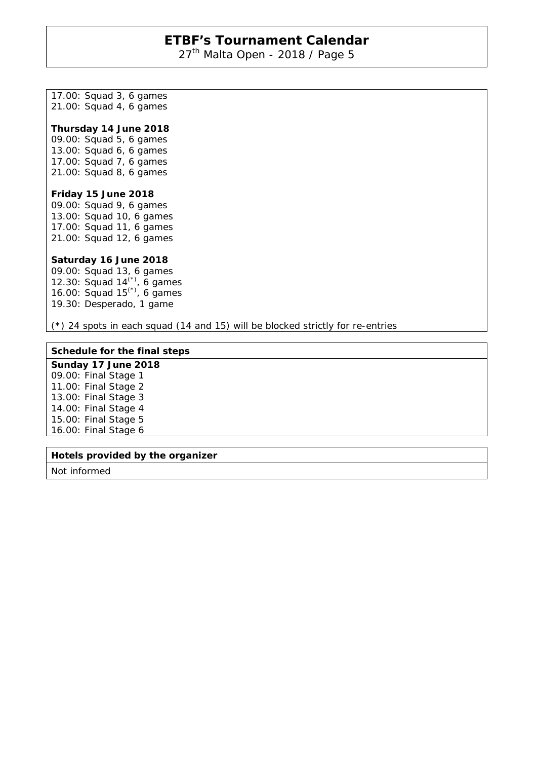17.00: Squad 3, 6 games
21.00: Squad 4, 6 games

**Thursday 14 June 2018**
09.00: Squad 5, 6 games
13.00: Squad 6, 6 games
17.00: Squad 7, 6 games
21.00: Squad 8, 6 games

**Friday 15 June 2018**
09.00: Squad 9, 6 games
13.00: Squad 10, 6 games
17.00: Squad 11, 6 games
21.00: Squad 12, 6 games

**Saturday 16 June 2018**
09.00: Squad 13, 6 games
12.30: Squad 14(*), 6 games
16.00: Squad 15(*), 6 games
19.30: Desperado, 1 game

(*) 24 spots in each squad (14 and 15) will be blocked strictly for re-entries

**Schedule for the final steps**

**Sunday 17 June 2018**
09.00: Final Stage 1
11.00: Final Stage 2
13.00: Final Stage 3
14.00: Final Stage 4
15.00: Final Stage 5
16.00: Final Stage 6

**Hotels provided by the organizer**

Not informed